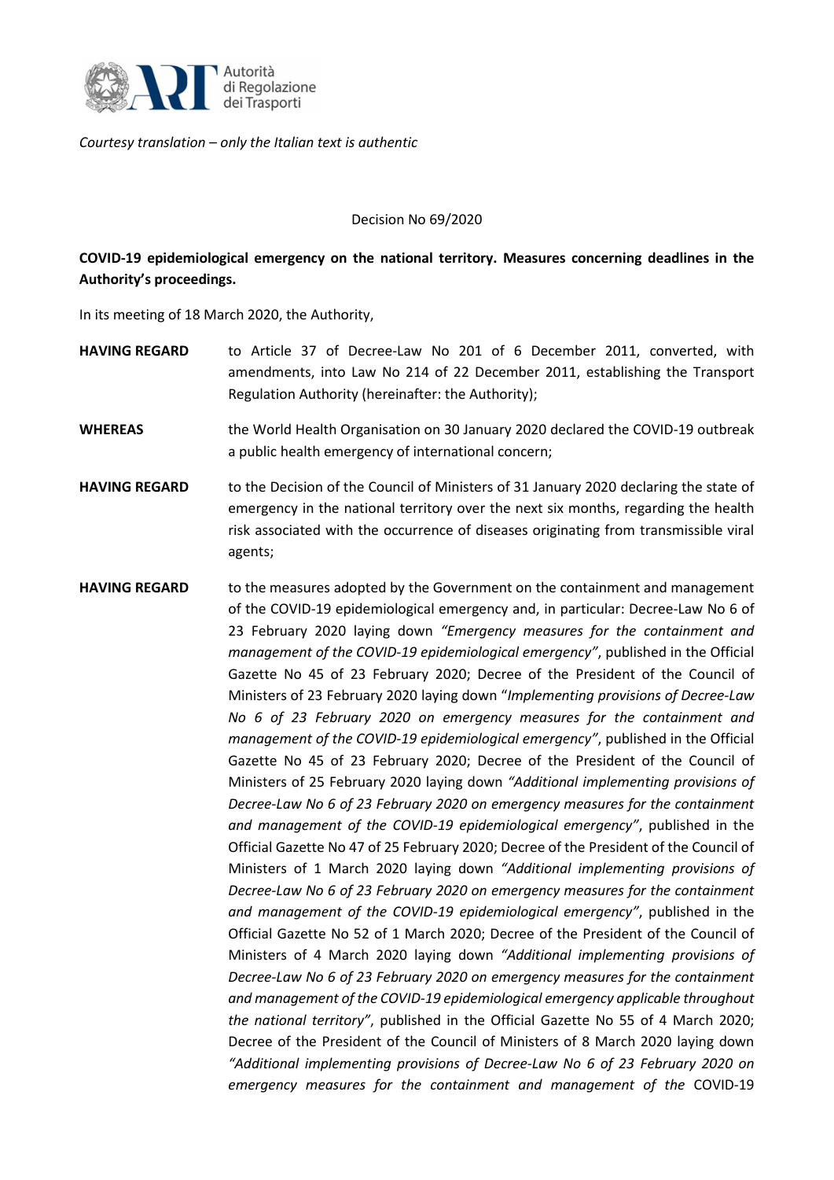*Courtesy translation – only the Italian text is authentic*

Decision No 69/2020

**COVID-19 epidemiological emergency on the national territory. Measures concerning deadlines in the Authority's proceedings.**

In its meeting of 18 March 2020, the Authority,

**HAVING REGARD** to Article 37 of Decree-Law No 201 of 6 December 2011, converted, with amendments, into Law No 214 of 22 December 2011, establishing the Transport Regulation Authority (hereinafter: the Authority);

**WHEREAS** the World Health Organisation on 30 January 2020 declared the COVID-19 outbreak a public health emergency of international concern;

**HAVING REGARD** to the Decision of the Council of Ministers of 31 January 2020 declaring the state of emergency in the national territory over the next six months, regarding the health risk associated with the occurrence of diseases originating from transmissible viral agents;

**HAVING REGARD** to the measures adopted by the Government on the containment and management of the COVID-19 epidemiological emergency and, in particular: Decree-Law No 6 of 23 February 2020 laying down *"Emergency measures for the containment and management of the COVID-19 epidemiological emergency"*, published in the Official Gazette No 45 of 23 February 2020; Decree of the President of the Council of Ministers of 23 February 2020 laying down "*Implementing provisions of Decree-Law No 6 of 23 February 2020 on emergency measures for the containment and management of the COVID-19 epidemiological emergency"*, published in the Official Gazette No 45 of 23 February 2020; Decree of the President of the Council of Ministers of 25 February 2020 laying down *"Additional implementing provisions of Decree-Law No 6 of 23 February 2020 on emergency measures for the containment and management of the COVID-19 epidemiological emergency"*, published in the Official Gazette No 47 of 25 February 2020; Decree of the President of the Council of Ministers of 1 March 2020 laying down *"Additional implementing provisions of Decree-Law No 6 of 23 February 2020 on emergency measures for the containment and management of the COVID-19 epidemiological emergency"*, published in the Official Gazette No 52 of 1 March 2020; Decree of the President of the Council of Ministers of 4 March 2020 laying down *"Additional implementing provisions of Decree-Law No 6 of 23 February 2020 on emergency measures for the containment and management of the COVID-19 epidemiological emergency applicable throughout the national territory"*, published in the Official Gazette No 55 of 4 March 2020; Decree of the President of the Council of Ministers of 8 March 2020 laying down *"Additional implementing provisions of Decree-Law No 6 of 23 February 2020 on emergency measures for the containment and management of the* COVID-19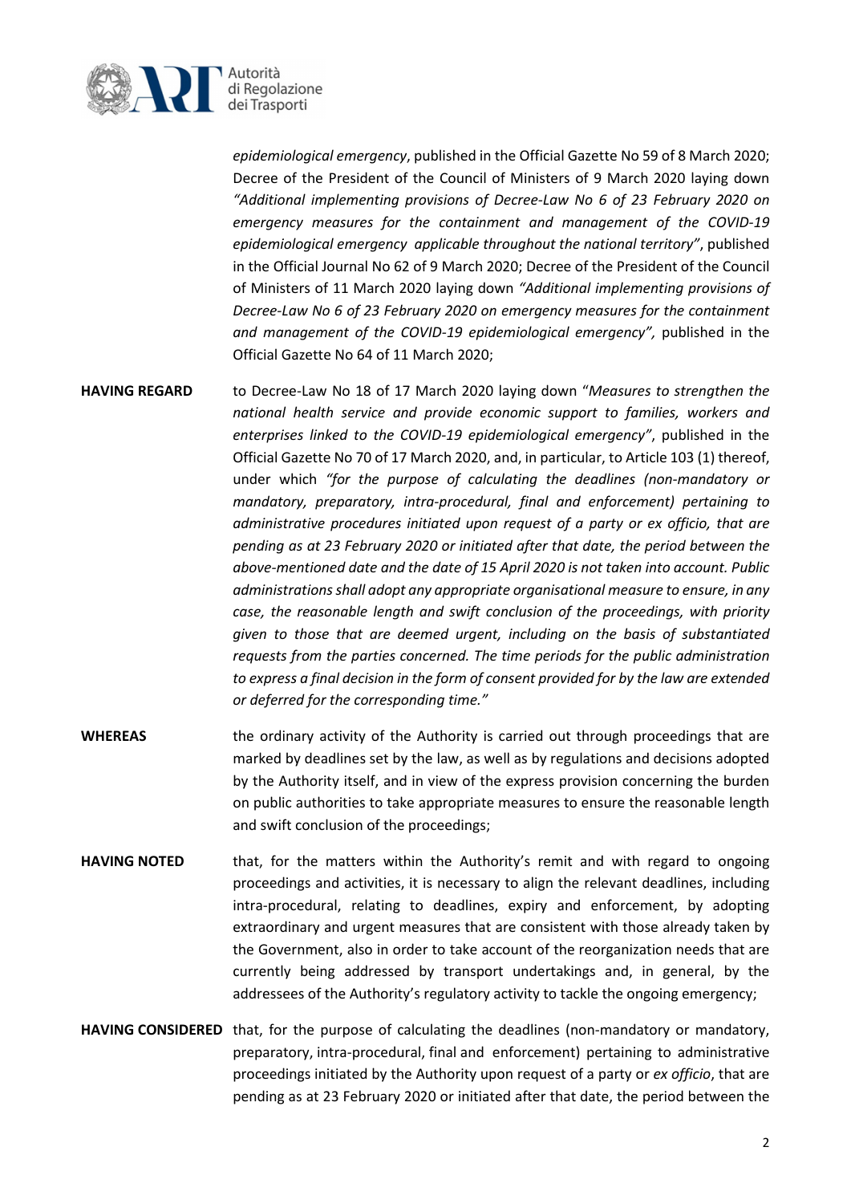*epidemiological emergency*, published in the Official Gazette No 59 of 8 March 2020; Decree of the President of the Council of Ministers of 9 March 2020 laying down *"Additional implementing provisions of Decree-Law No 6 of 23 February 2020 on emergency measures for the containment and management of the COVID-19 epidemiological emergency applicable throughout the national territory"*, published in the Official Journal No 62 of 9 March 2020; Decree of the President of the Council of Ministers of 11 March 2020 laying down *"Additional implementing provisions of Decree-Law No 6 of 23 February 2020 on emergency measures for the containment and management of the COVID-19 epidemiological emergency",* published in the Official Gazette No 64 of 11 March 2020;

**HAVING REGARD** to Decree-Law No 18 of 17 March 2020 laying down "*Measures to strengthen the national health service and provide economic support to families, workers and enterprises linked to the COVID-19 epidemiological emergency"*, published in the Official Gazette No 70 of 17 March 2020, and, in particular, to Article 103 (1) thereof, under which *"for the purpose of calculating the deadlines (non-mandatory or mandatory, preparatory, intra-procedural, final and enforcement) pertaining to administrative procedures initiated upon request of a party or ex officio, that are pending as at 23 February 2020 or initiated after that date, the period between the above-mentioned date and the date of 15 April 2020 is not taken into account. Public administrations shall adopt any appropriate organisational measure to ensure, in any case, the reasonable length and swift conclusion of the proceedings, with priority given to those that are deemed urgent, including on the basis of substantiated requests from the parties concerned. The time periods for the public administration to express a final decision in the form of consent provided for by the law are extended or deferred for the corresponding time."*

**WHEREAS** the ordinary activity of the Authority is carried out through proceedings that are marked by deadlines set by the law, as well as by regulations and decisions adopted by the Authority itself, and in view of the express provision concerning the burden on public authorities to take appropriate measures to ensure the reasonable length and swift conclusion of the proceedings;

**HAVING NOTED** that, for the matters within the Authority's remit and with regard to ongoing proceedings and activities, it is necessary to align the relevant deadlines, including intra-procedural, relating to deadlines, expiry and enforcement, by adopting extraordinary and urgent measures that are consistent with those already taken by the Government, also in order to take account of the reorganization needs that are currently being addressed by transport undertakings and, in general, by the addressees of the Authority's regulatory activity to tackle the ongoing emergency;

**HAVING CONSIDERED** that, for the purpose of calculating the deadlines (non-mandatory or mandatory, preparatory, intra-procedural, final and enforcement) pertaining to administrative proceedings initiated by the Authority upon request of a party or *ex officio*, that are pending as at 23 February 2020 or initiated after that date, the period between the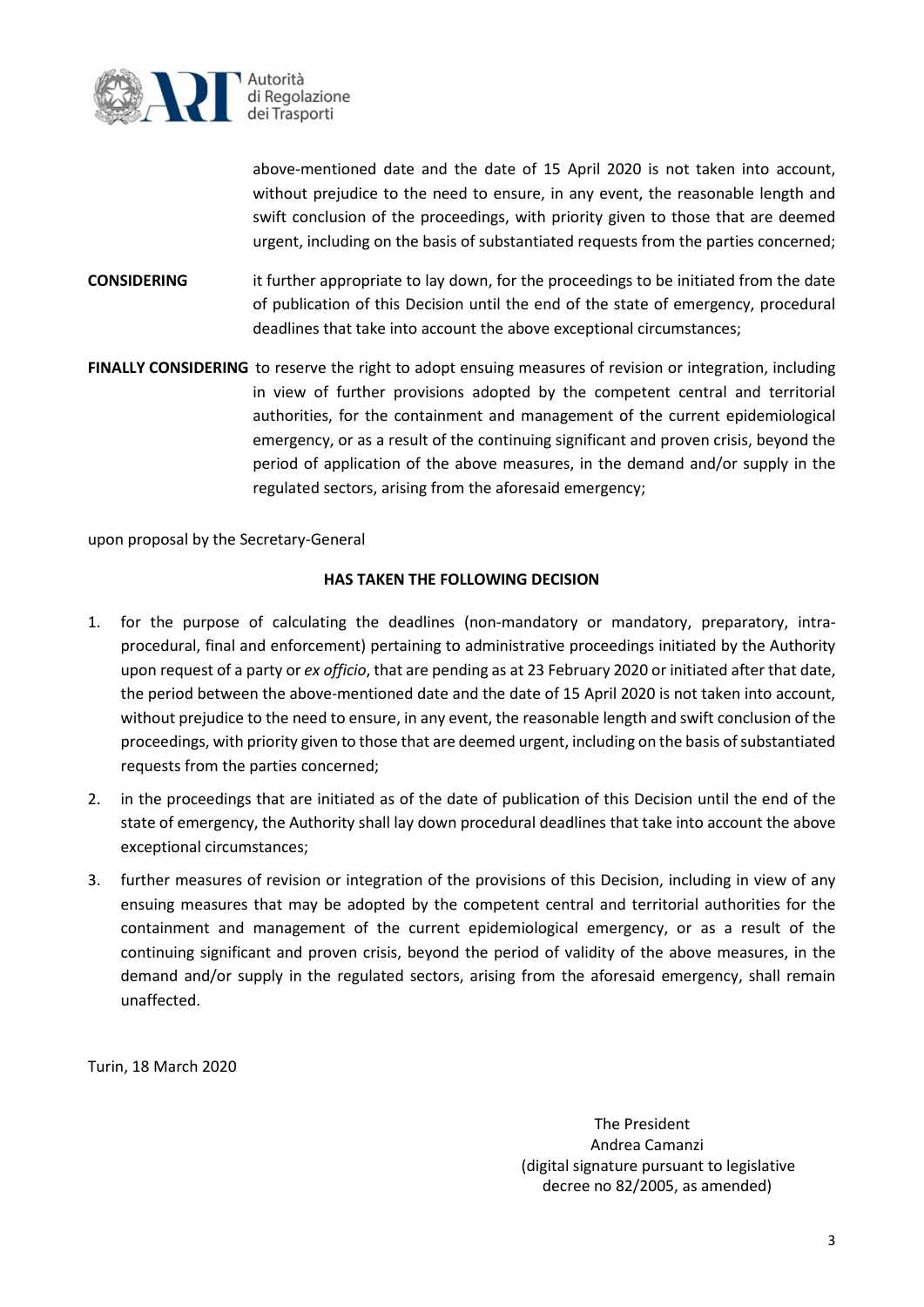above-mentioned date and the date of 15 April 2020 is not taken into account, without prejudice to the need to ensure, in any event, the reasonable length and swift conclusion of the proceedings, with priority given to those that are deemed urgent, including on the basis of substantiated requests from the parties concerned;

**CONSIDERING** it further appropriate to lay down, for the proceedings to be initiated from the date of publication of this Decision until the end of the state of emergency, procedural deadlines that take into account the above exceptional circumstances;

**FINALLY CONSIDERING** to reserve the right to adopt ensuing measures of revision or integration, including in view of further provisions adopted by the competent central and territorial authorities, for the containment and management of the current epidemiological emergency, or as a result of the continuing significant and proven crisis, beyond the period of application of the above measures, in the demand and/or supply in the regulated sectors, arising from the aforesaid emergency;

upon proposal by the Secretary-General

**HAS TAKEN THE FOLLOWING DECISION**

1. for the purpose of calculating the deadlines (non-mandatory or mandatory, preparatory, intra-procedural, final and enforcement) pertaining to administrative proceedings initiated by the Authority upon request of a party or *ex officio*, that are pending as at 23 February 2020 or initiated after that date, the period between the above-mentioned date and the date of 15 April 2020 is not taken into account, without prejudice to the need to ensure, in any event, the reasonable length and swift conclusion of the proceedings, with priority given to those that are deemed urgent, including on the basis of substantiated requests from the parties concerned;
2. in the proceedings that are initiated as of the date of publication of this Decision until the end of the state of emergency, the Authority shall lay down procedural deadlines that take into account the above exceptional circumstances;
3. further measures of revision or integration of the provisions of this Decision, including in view of any ensuing measures that may be adopted by the competent central and territorial authorities for the containment and management of the current epidemiological emergency, or as a result of the continuing significant and proven crisis, beyond the period of validity of the above measures, in the demand and/or supply in the regulated sectors, arising from the aforesaid emergency, shall remain unaffected.

Turin, 18 March 2020

The President
Andrea Camanzi
(digital signature pursuant to legislative decree no 82/2005, as amended)